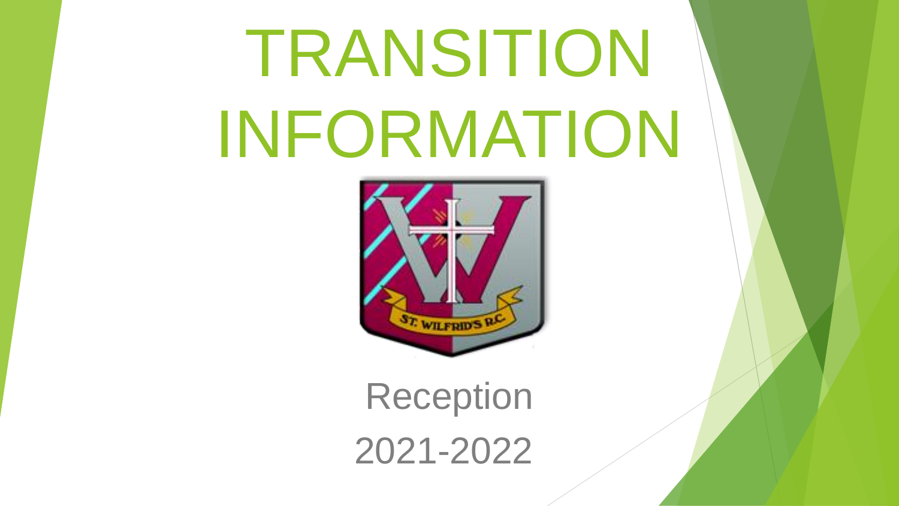# TRANSITION INFORMATION

Reception

2021-2022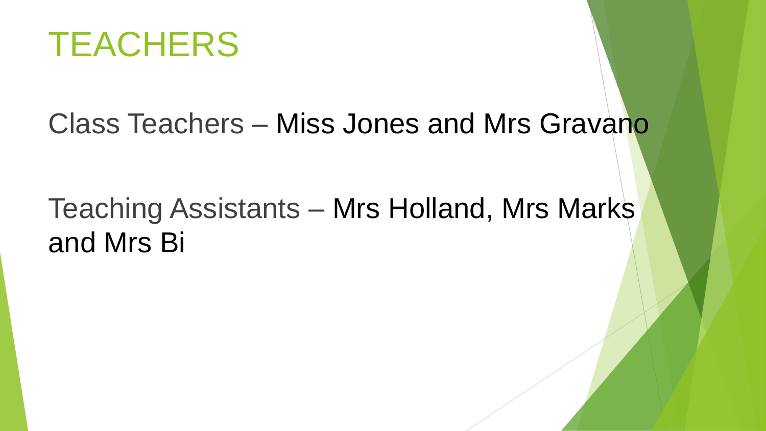# TEACHERS

Class Teachers – Miss Jones and Mrs Gravano

Teaching Assistants – Mrs Holland, Mrs Marks and Mrs Bi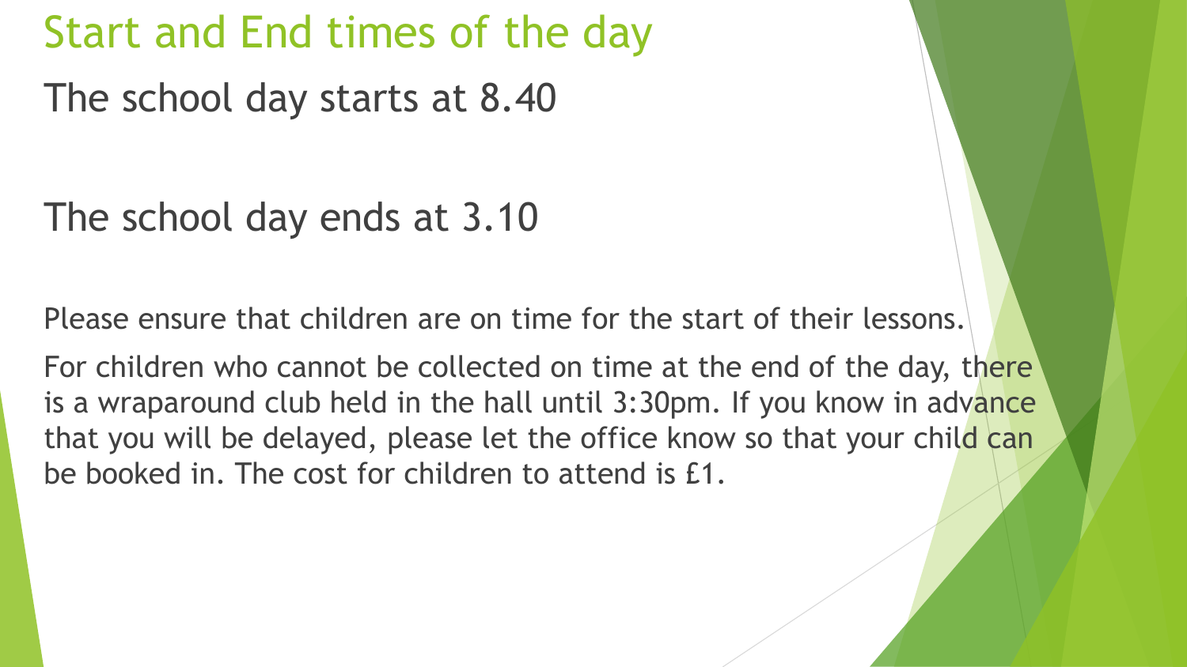# Start and End times of the day

The school day starts at 8.40

The school day ends at 3.10

Please ensure that children are on time for the start of their lessons.

For children who cannot be collected on time at the end of the day, there is a wraparound club held in the hall until 3:30pm. If you know in advance that you will be delayed, please let the office know so that your child can be booked in. The cost for children to attend is £1.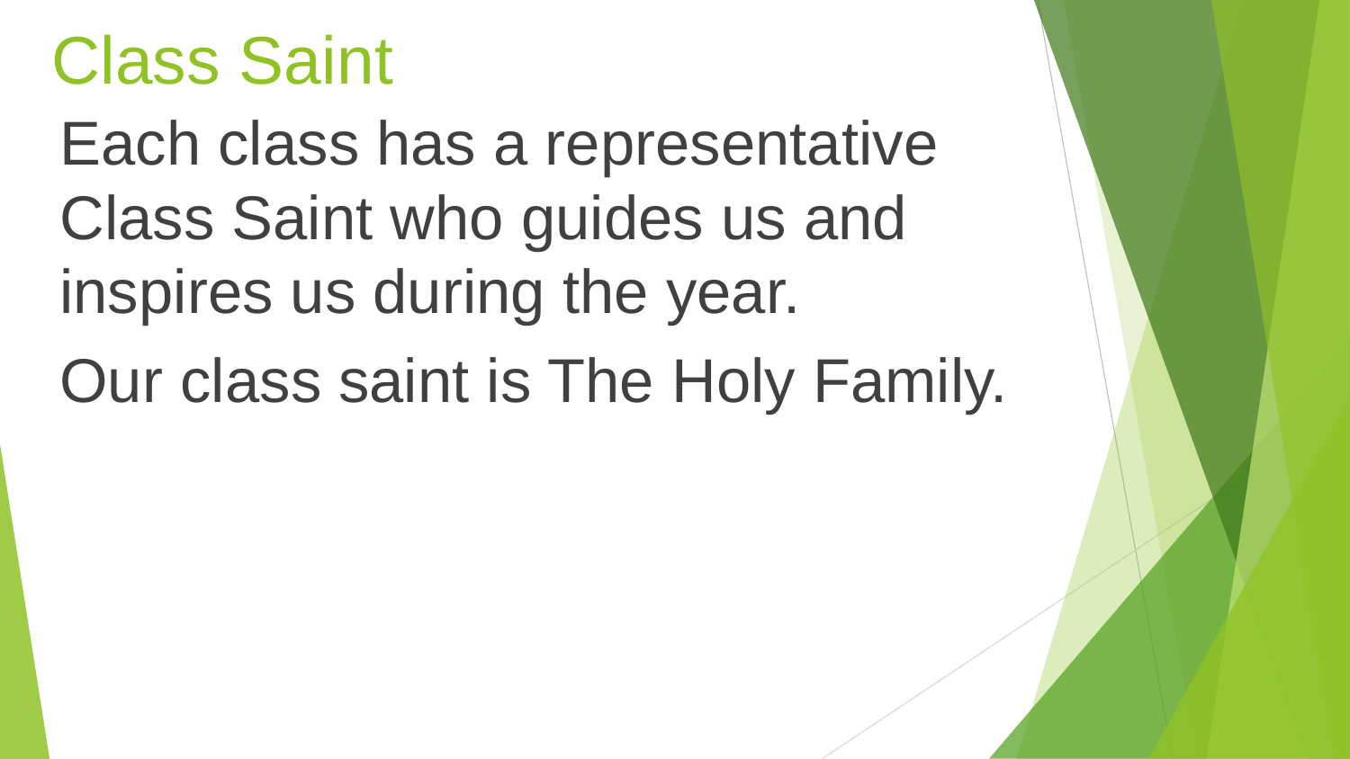# Class Saint

Each class has a representative Class Saint who guides us and inspires us during the year.

Our class saint is The Holy Family.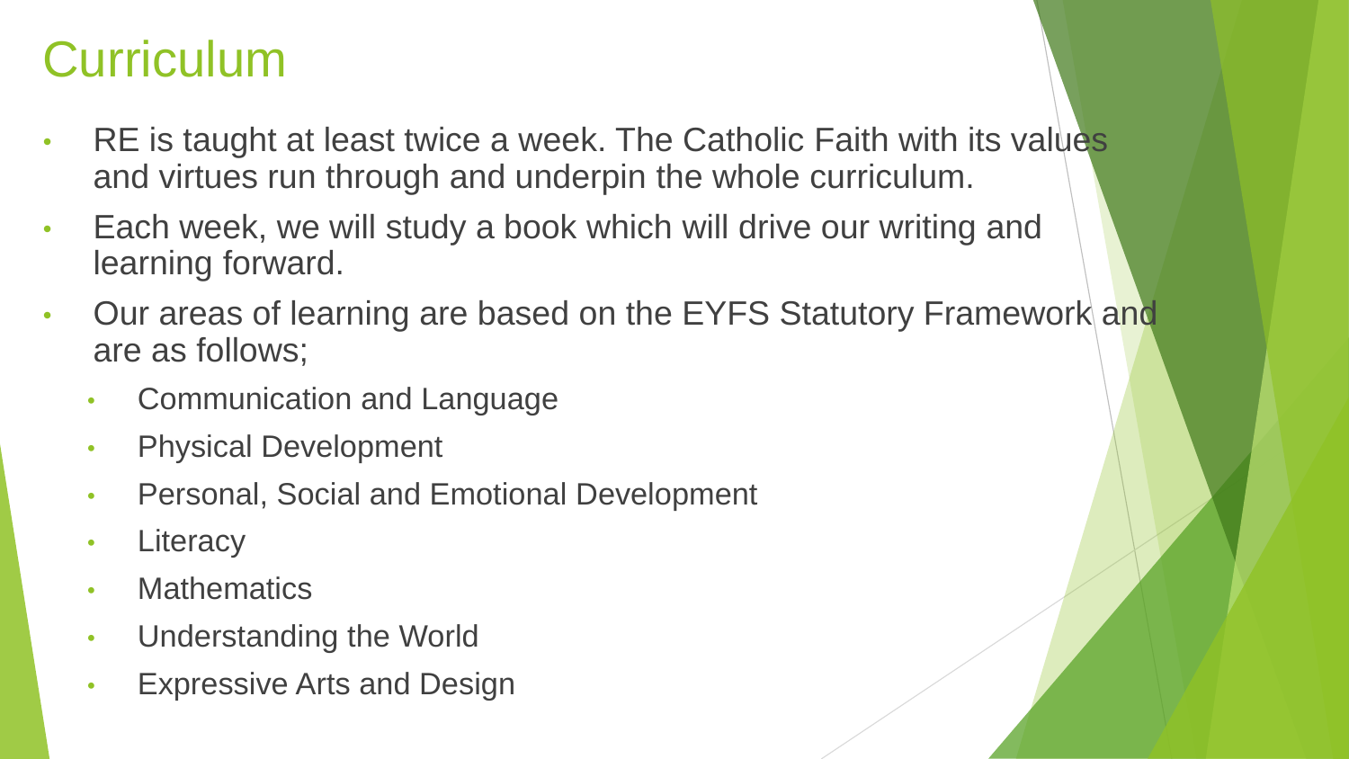# Curriculum

- RE is taught at least twice a week. The Catholic Faith with its values and virtues run through and underpin the whole curriculum.
- Each week, we will study a book which will drive our writing and learning forward.
- Our areas of learning are based on the EYFS Statutory Framework and are as follows;
  - Communication and Language
  - Physical Development
  - Personal, Social and Emotional Development
  - Literacy
  - Mathematics
  - Understanding the World
  - Expressive Arts and Design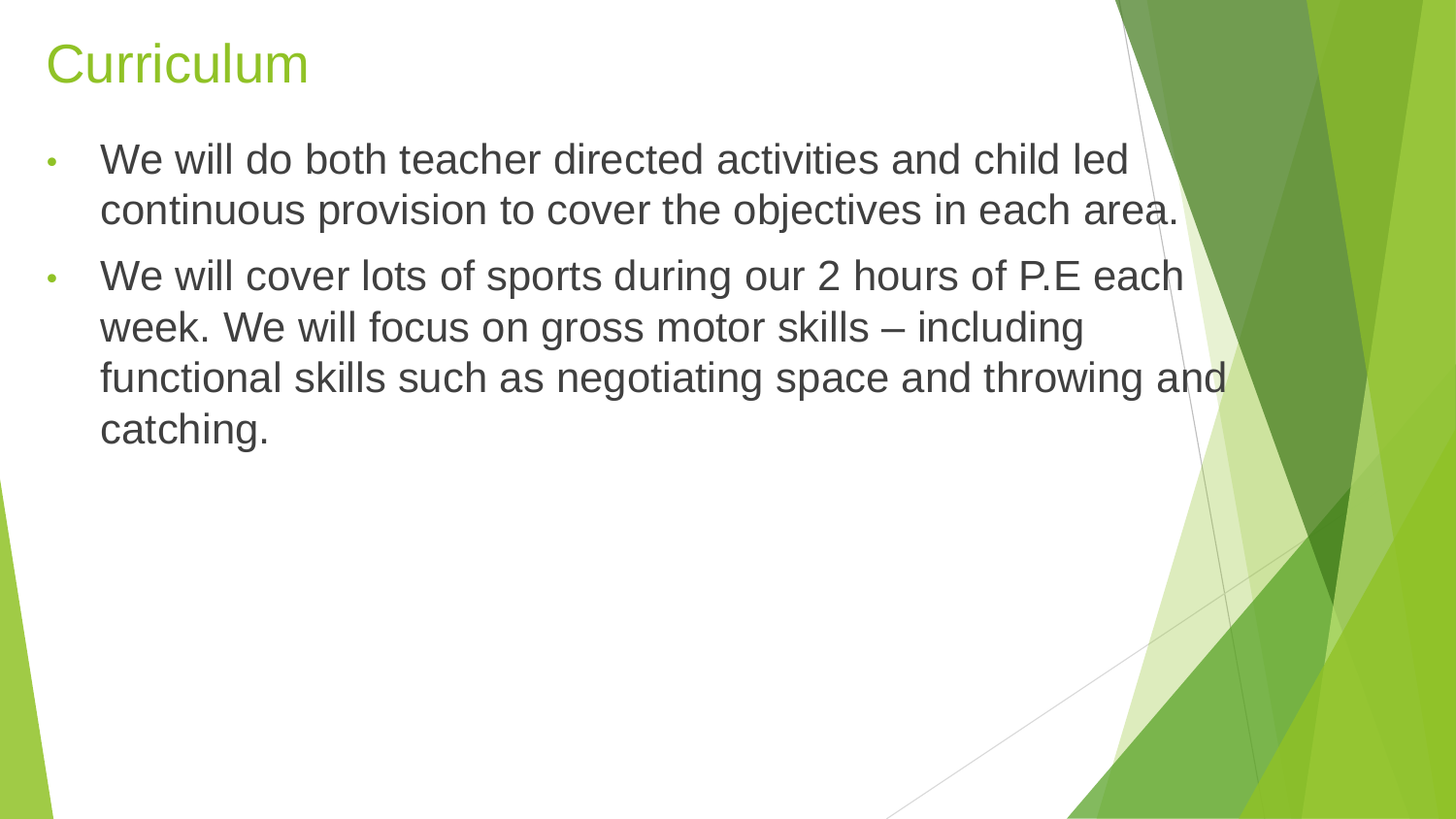# Curriculum

- We will do both teacher directed activities and child led continuous provision to cover the objectives in each area.
- We will cover lots of sports during our 2 hours of P.E each week. We will focus on gross motor skills – including functional skills such as negotiating space and throwing and catching.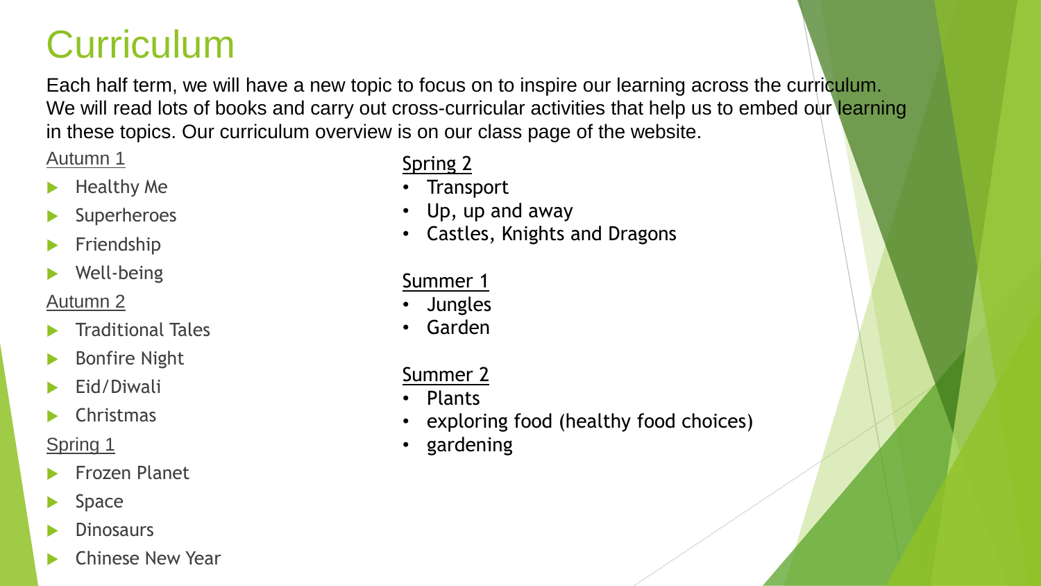# Curriculum

Each half term, we will have a new topic to focus on to inspire our learning across the curriculum. We will read lots of books and carry out cross-curricular activities that help us to embed our learning in these topics. Our curriculum overview is on our class page of the website.

Autumn 1

- Healthy Me
- Superheroes
- Friendship
- Well-being

Autumn 2

- Traditional Tales
- Bonfire Night
- Eid/Diwali
- Christmas

Spring 1

- Frozen Planet
- Space
- Dinosaurs
- Chinese New Year

Spring 2

- Transport
- Up, up and away
- Castles, Knights and Dragons

Summer 1

- Jungles
- Garden

Summer 2

- Plants
- exploring food (healthy food choices)
- gardening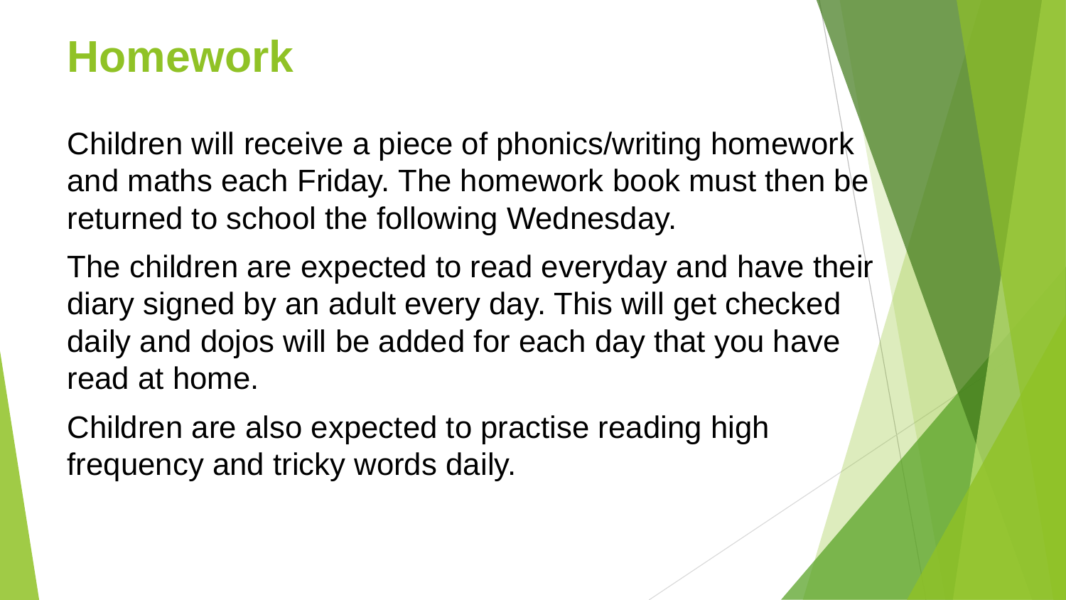# Homework

Children will receive a piece of phonics/writing homework and maths each Friday. The homework book must then be returned to school the following Wednesday.

The children are expected to read everyday and have their diary signed by an adult every day. This will get checked daily and dojos will be added for each day that you have read at home.

Children are also expected to practise reading high frequency and tricky words daily.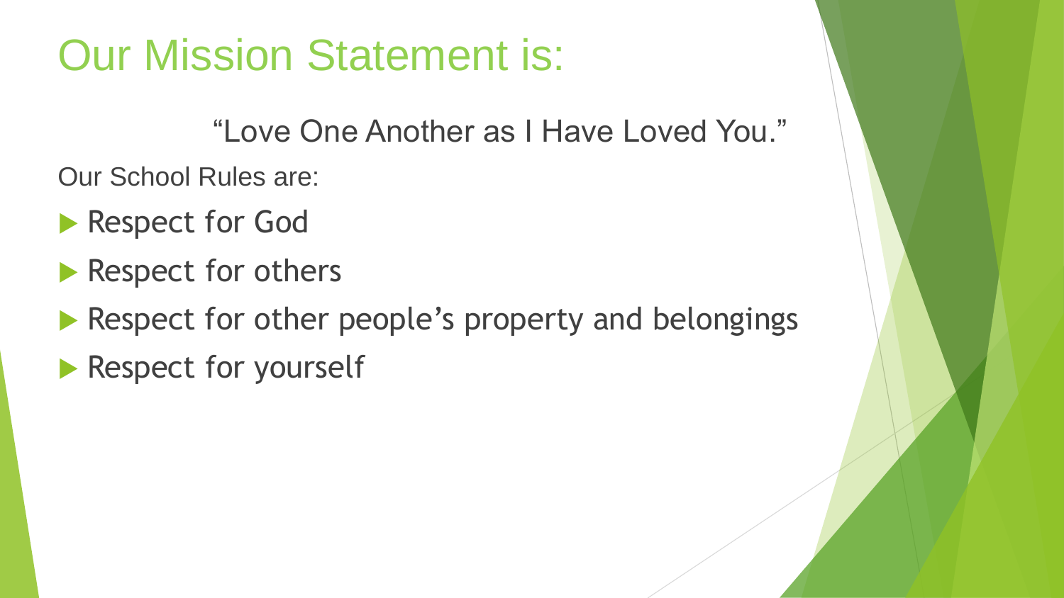# Our Mission Statement is:

“Love One Another as I Have Loved You.”

Our School Rules are:

- Respect for God
- Respect for others
- Respect for other people’s property and belongings
- Respect for yourself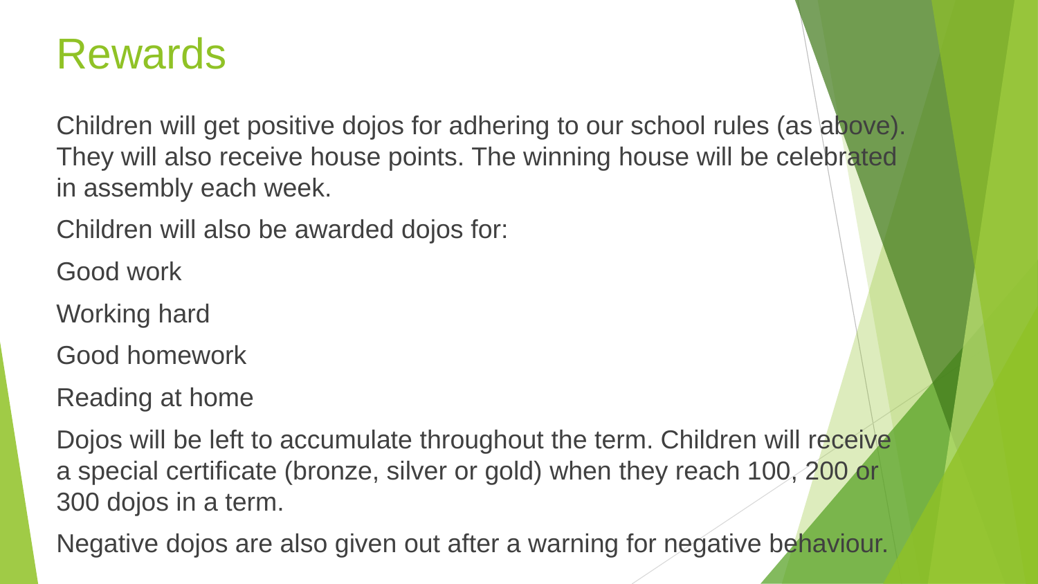# Rewards

Children will get positive dojos for adhering to our school rules (as above). They will also receive house points. The winning house will be celebrated in assembly each week.

Children will also be awarded dojos for:

Good work

Working hard

Good homework

Reading at home

Dojos will be left to accumulate throughout the term. Children will receive a special certificate (bronze, silver or gold) when they reach 100, 200 or 300 dojos in a term.

Negative dojos are also given out after a warning for negative behaviour.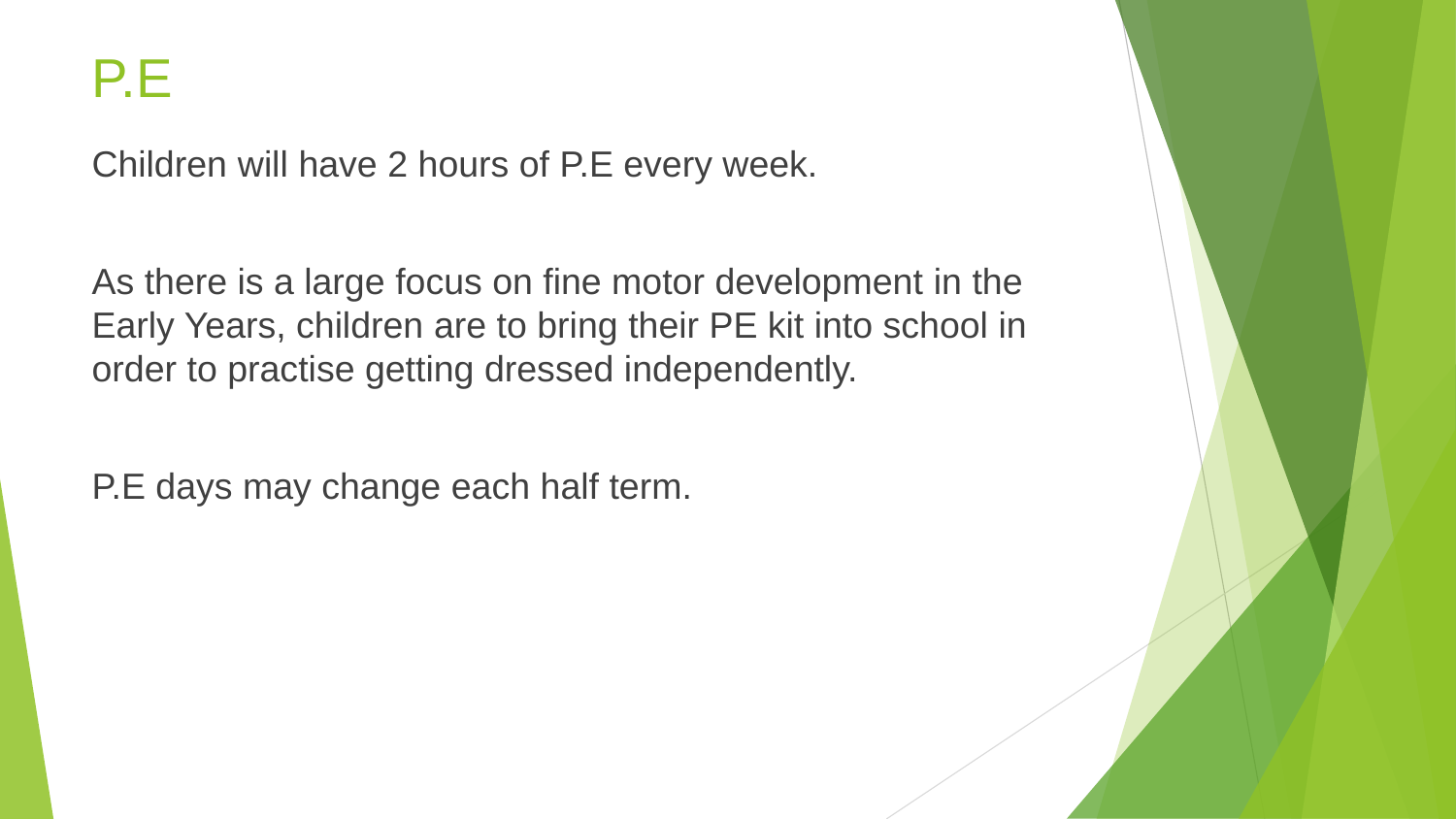# P.E

Children will have 2 hours of P.E every week.

As there is a large focus on fine motor development in the Early Years, children are to bring their PE kit into school in order to practise getting dressed independently.

P.E days may change each half term.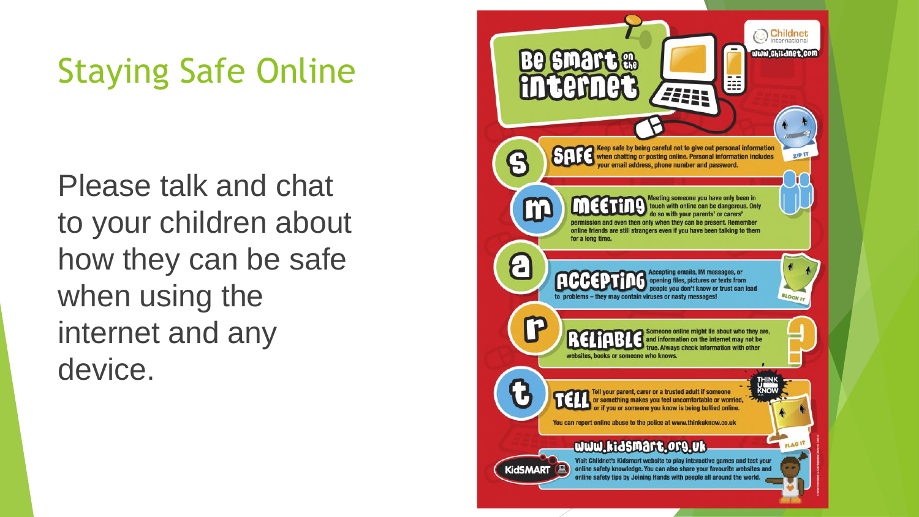# Staying Safe Online

Please talk and chat to your children about how they can be safe when using the internet and any device.

## Be Smart on the internet

Childnet International
www.childnet.com

**S – SAFE** Keep safe by being careful not to give out personal information when chatting or posting online. Personal information includes your email address, phone number and password.

**M – MEETING** Meeting someone you have only been in touch with online can be dangerous. Only do so with your parents' or carers' permission and even then only when they can be present. Remember online friends are still strangers even if you have been talking to them for a long time.

**A – ACCEPTING** Accepting emails, IM messages, or opening files, pictures or texts from people you don't know or trust can lead to problems – they may contain viruses or nasty messages!

**R – RELIABLE** Someone online might lie about who they are, and information on the internet may not be true. Always check information with other websites, books or someone who knows.

**T – TELL** Tell your parent, carer or a trusted adult if someone or something makes you feel uncomfortable or worried, or if you or someone you know is being bullied online.

You can report online abuse to the police at www.thinkuknow.co.uk

ZIP IT | BLOCK IT | FLAG IT

### www.kidsmart.org.uk

KidSMART

Visit Childnet's Kidsmart website to play interactive games and test your online safety knowledge. You can also share your favourite websites and online safety tips by Joining Hands with people all around the world.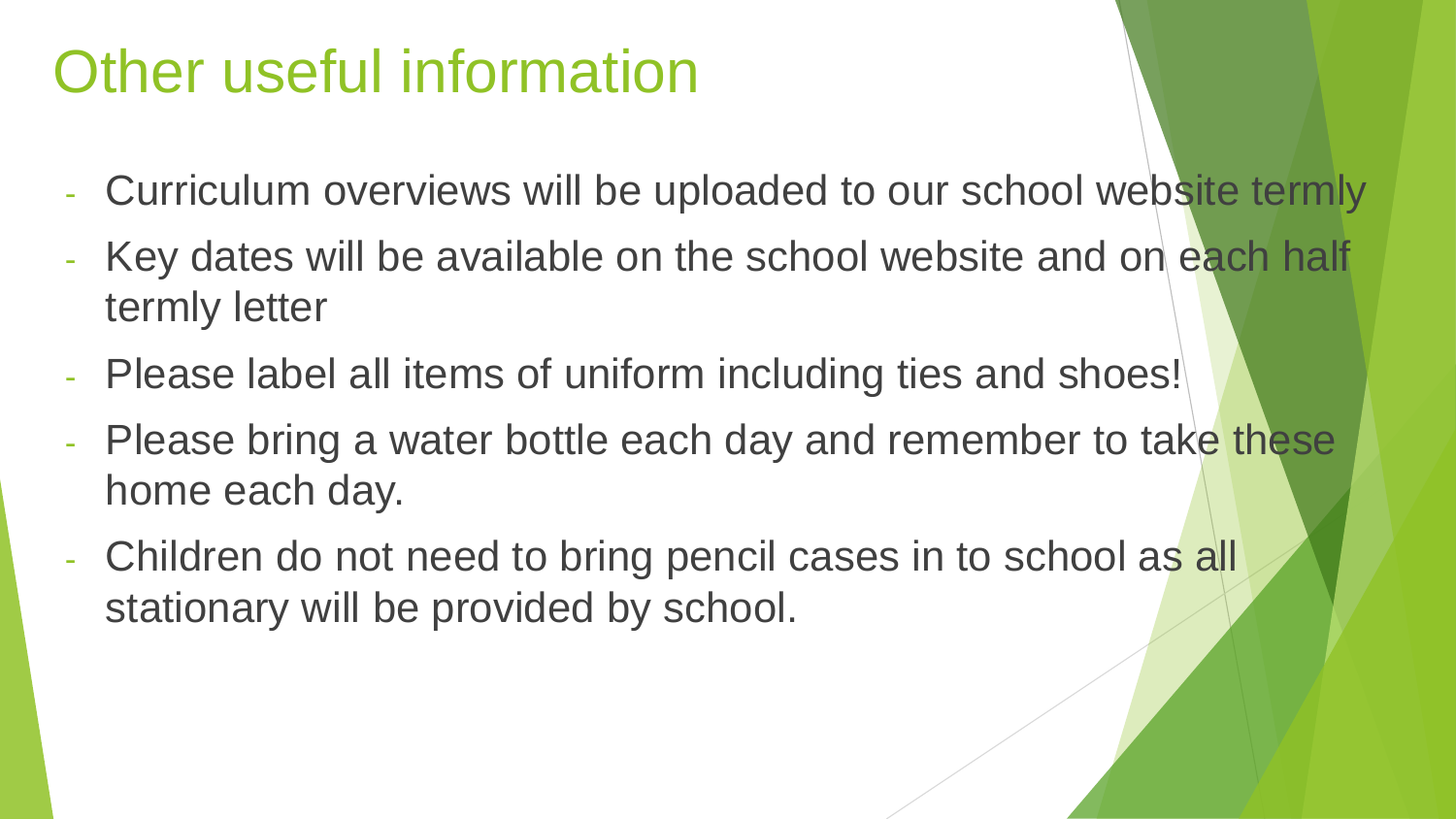# Other useful information

- Curriculum overviews will be uploaded to our school website termly
- Key dates will be available on the school website and on each half termly letter
- Please label all items of uniform including ties and shoes!
- Please bring a water bottle each day and remember to take these home each day.
- Children do not need to bring pencil cases in to school as all stationary will be provided by school.